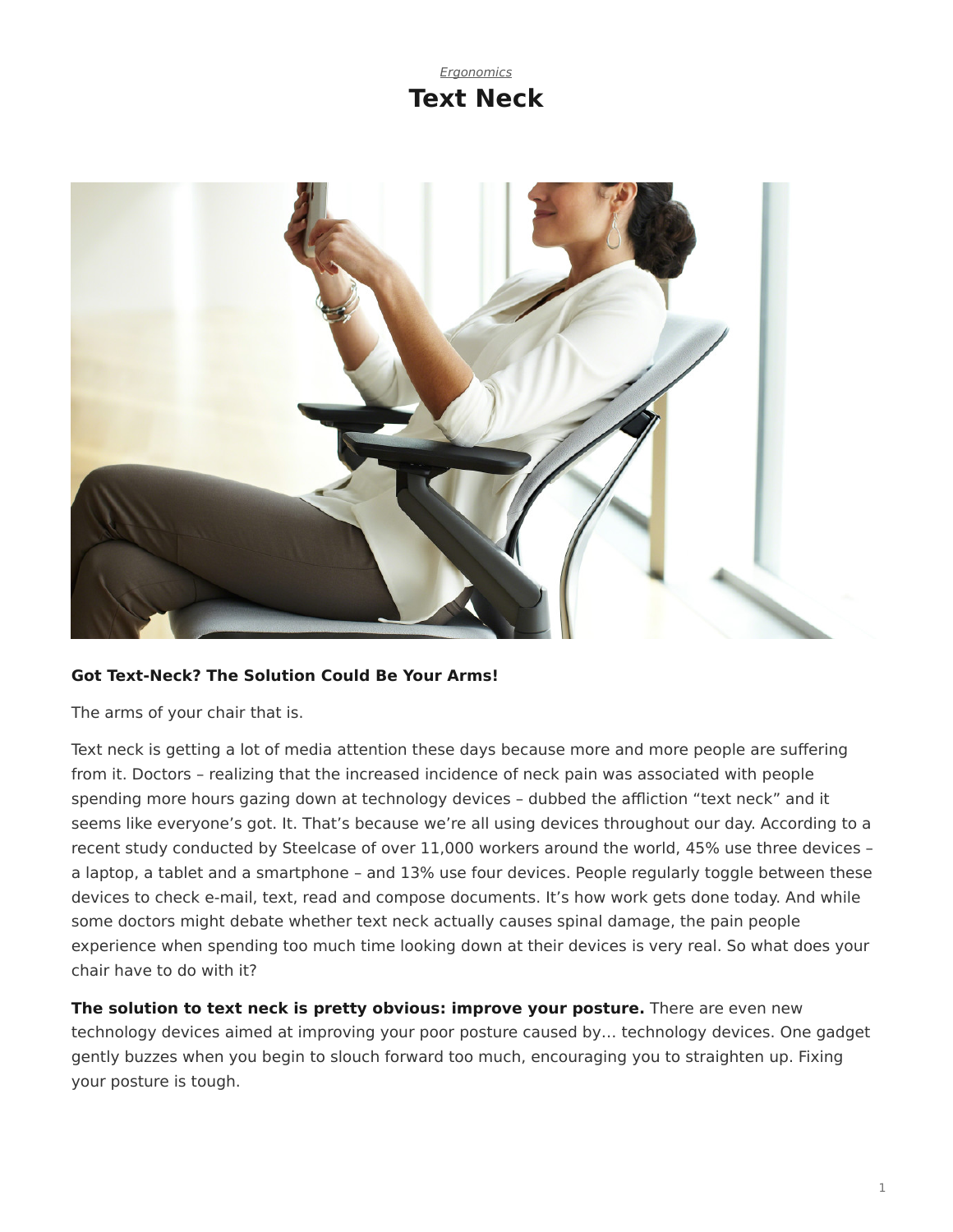*Ergonomics*

# Text Neck

**Got Text-Neck? The Solution Could Be Your Arms!**

The arms of your chair that is.

Text neck is getting a lot of media attention these days because more and more people are suffering from it. Doctors – realizing that the increased incidence of neck pain was associated with people spending more hours gazing down at technology devices – dubbed the affliction "text neck" and it seems like everyone's got. It. That's because we're all using devices throughout our day. According to a recent study conducted by Steelcase of over 11,000 workers around the world, 45% use three devices – a laptop, a tablet and a smartphone – and 13% use four devices. People regularly toggle between these devices to check e-mail, text, read and compose documents. It's how work gets done today. And while some doctors might debate whether text neck actually causes spinal damage, the pain people experience when spending too much time looking down at their devices is very real. So what does your chair have to do with it?

**The solution to text neck is pretty obvious: improve your posture.** There are even new technology devices aimed at improving your poor posture caused by… technology devices. One gadget gently buzzes when you begin to slouch forward too much, encouraging you to straighten up. Fixing your posture is tough.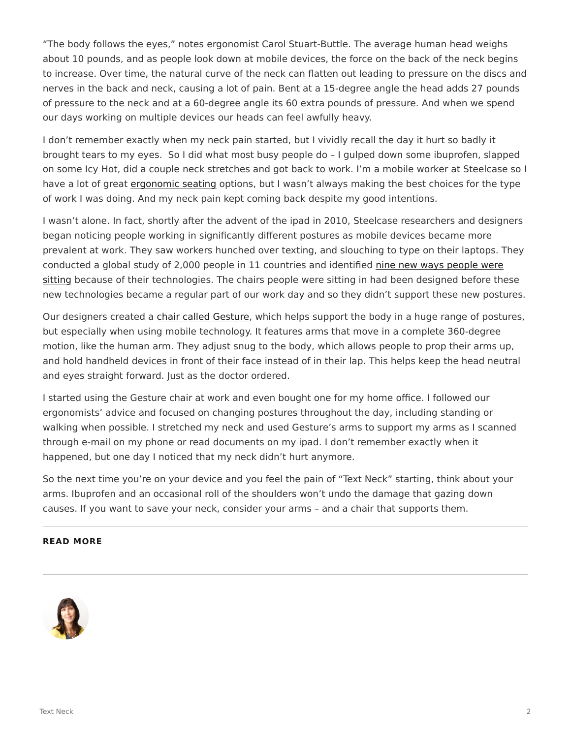"The body follows the eyes," notes ergonomist Carol Stuart-Buttle. The average human head weighs about 10 pounds, and as people look down at mobile devices, the force on the back of the neck begins to increase. Over time, the natural curve of the neck can flatten out leading to pressure on the discs and nerves in the back and neck, causing a lot of pain. Bent at a 15-degree angle the head adds 27 pounds of pressure to the neck and at a 60-degree angle its 60 extra pounds of pressure. And when we spend our days working on multiple devices our heads can feel awfully heavy.

I don't remember exactly when my neck pain started, but I vividly recall the day it hurt so badly it brought tears to my eyes.  So I did what most busy people do – I gulped down some ibuprofen, slapped on some Icy Hot, did a couple neck stretches and got back to work. I'm a mobile worker at Steelcase so I have a lot of great ergonomic seating options, but I wasn't always making the best choices for the type of work I was doing. And my neck pain kept coming back despite my good intentions.

I wasn't alone. In fact, shortly after the advent of the ipad in 2010, Steelcase researchers and designers began noticing people working in significantly different postures as mobile devices became more prevalent at work. They saw workers hunched over texting, and slouching to type on their laptops. They conducted a global study of 2,000 people in 11 countries and identified nine new ways people were sitting because of their technologies. The chairs people were sitting in had been designed before these new technologies became a regular part of our work day and so they didn't support these new postures.

Our designers created a chair called Gesture, which helps support the body in a huge range of postures, but especially when using mobile technology. It features arms that move in a complete 360-degree motion, like the human arm. They adjust snug to the body, which allows people to prop their arms up, and hold handheld devices in front of their face instead of in their lap. This helps keep the head neutral and eyes straight forward. Just as the doctor ordered.

I started using the Gesture chair at work and even bought one for my home office. I followed our ergonomists' advice and focused on changing postures throughout the day, including standing or walking when possible. I stretched my neck and used Gesture's arms to support my arms as I scanned through e-mail on my phone or read documents on my ipad. I don't remember exactly when it happened, but one day I noticed that my neck didn't hurt anymore.

So the next time you're on your device and you feel the pain of "Text Neck" starting, think about your arms. Ibuprofen and an occasional roll of the shoulders won't undo the damage that gazing down causes. If you want to save your neck, consider your arms – and a chair that supports them.

**READ MORE**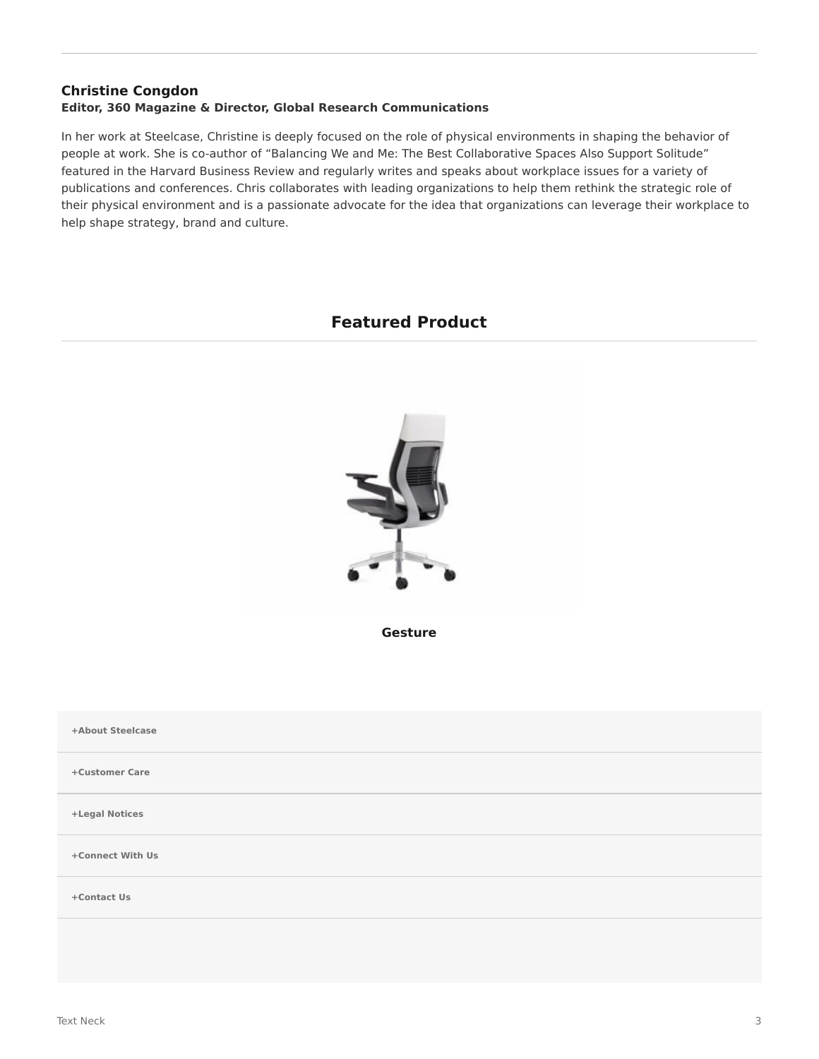### Christine Congdon

**Editor, 360 Magazine & Director, Global Research Communications**

In her work at Steelcase, Christine is deeply focused on the role of physical environments in shaping the behavior of people at work. She is co-author of "Balancing We and Me: The Best Collaborative Spaces Also Support Solitude" featured in the Harvard Business Review and regularly writes and speaks about workplace issues for a variety of publications and conferences. Chris collaborates with leading organizations to help them rethink the strategic role of their physical environment and is a passionate advocate for the idea that organizations can leverage their workplace to help shape strategy, brand and culture.

## Featured Product

**Gesture**

**+About Steelcase**

**+Customer Care**

**+Legal Notices**

**+Connect With Us**

**+Contact Us**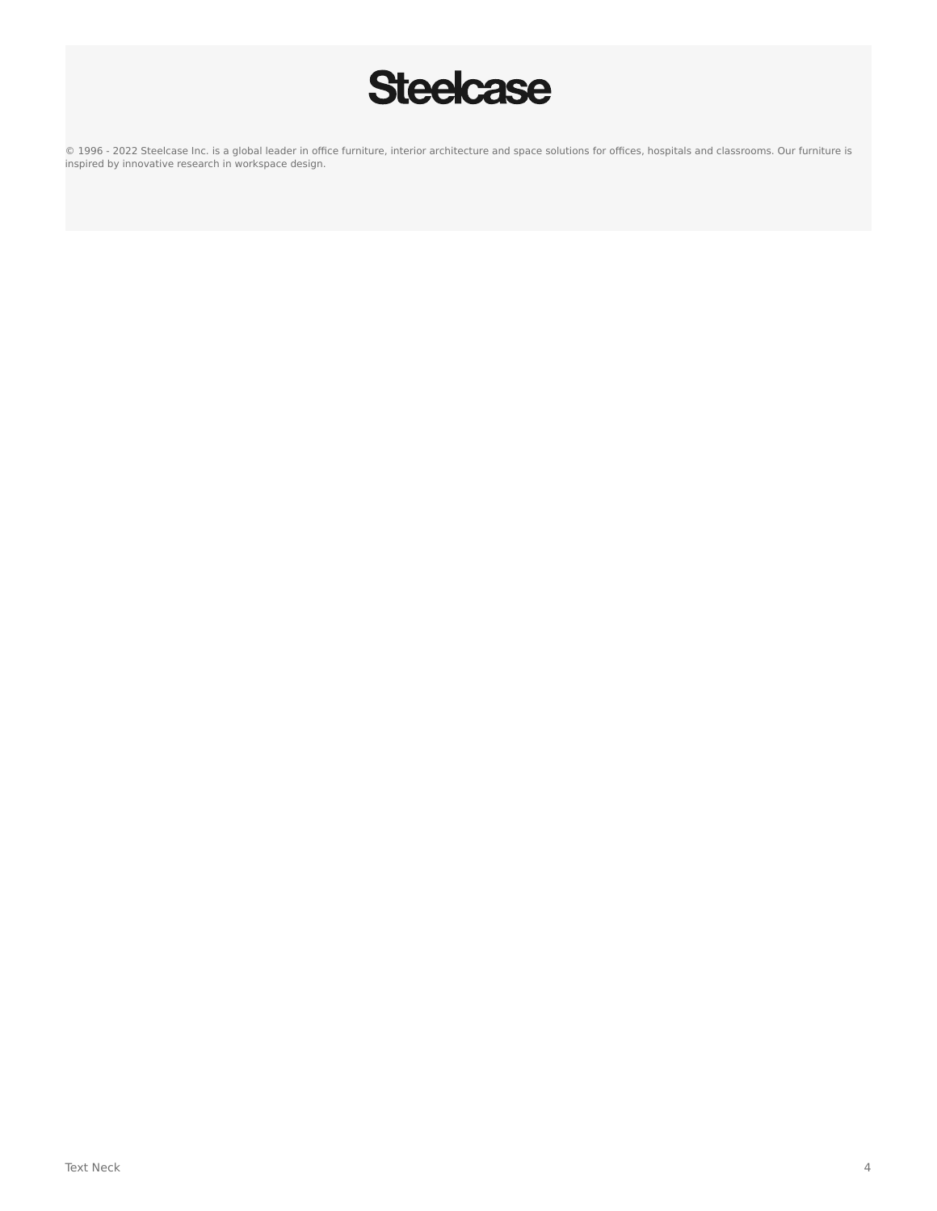**Steelcase**

© 1996 - 2022 Steelcase Inc. is a global leader in office furniture, interior architecture and space solutions for offices, hospitals and classrooms. Our furniture is inspired by innovative research in workspace design.